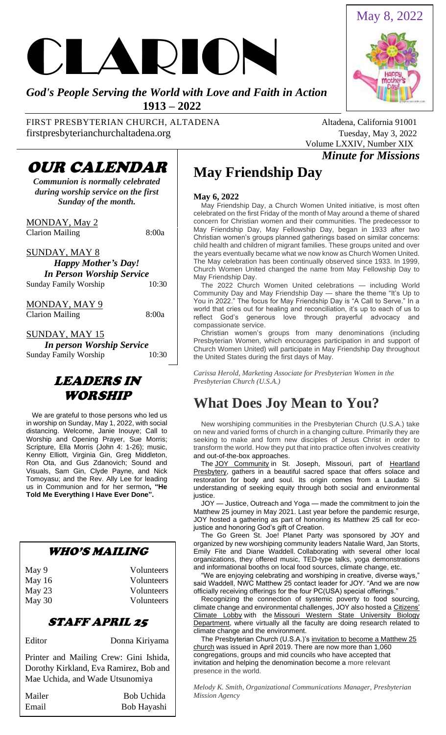# CLARION

*God's People Serving the World with Love and Faith in Action*
**1913 – 2022**

May 8, 2022

FIRST PRESBYTERIAN CHURCH, ALTADENA
firstpresbyterianchurchaltadena.org

Altadena, California 91001
Tuesday, May 3, 2022
Volume LXXIV, Number XIX

## OUR CALENDAR

*Communion is normally celebrated during worship service on the first Sunday of the month.*

MONDAY, May 2
Clarion Mailing 8:00a

SUNDAY, MAY 8
*Happy Mother's Day!*
*In Person Worship Service*
Sunday Family Worship 10:30

MONDAY, MAY 9
Clarion Mailing 8:00a

SUNDAY, MAY 15
*In person Worship Service*
Sunday Family Worship 10:30

## LEADERS IN WORSHIP

We are grateful to those persons who led us in worship on Sunday, May 1, 2022, with social distancing. Welcome, Janie Inouye; Call to Worship and Opening Prayer, Sue Morris; Scripture, Ella Morris (John 4: 1-26); music, Kenny Elliott, Virginia Gin, Greg Middleton, Ron Ota, and Gus Zdanovich; Sound and Visuals, Sam Gin, Clyde Payne, and Nick Tomoyasu; and the Rev. Ally Lee for leading us in Communion and for her sermon**, "He Told Me Everything I Have Ever Done".**

## WHO'S MAILING

| | |
|---|---|
| May 9 | Volunteers |
| May 16 | Volunteers |
| May 23 | Volunteers |
| May 30 | Volunteers |

## STAFF APRIL 25

Editor Donna Kiriyama

Printer and Mailing Crew: Gini Ishida, Dorothy Kirkland, Eva Ramirez, Bob and Mae Uchida, and Wade Utsunomiya

Mailer Bob Uchida
Email Bob Hayashi

*Minute for Missions*

# May Friendship Day

**May 6, 2022**

May Friendship Day, a Church Women United initiative, is most often celebrated on the first Friday of the month of May around a theme of shared concern for Christian women and their communities. The predecessor to May Friendship Day, May Fellowship Day, began in 1933 after two Christian women's groups planned gatherings based on similar concerns: child health and children of migrant families. These groups united and over the years eventually became what we now know as Church Women United. The May celebration has been continually observed since 1933. In 1999, Church Women United changed the name from May Fellowship Day to May Friendship Day.

The 2022 Church Women United celebrations — including World Community Day and May Friendship Day — share the theme "It's Up to You in 2022." The focus for May Friendship Day is "A Call to Serve." In a world that cries out for healing and reconciliation, it's up to each of us to reflect God's generous love through prayerful advocacy and compassionate service.

Christian women's groups from many denominations (including Presbyterian Women, which encourages participation in and support of Church Women United) will participate in May Friendship Day throughout the United States during the first days of May.

*Carissa Herold, Marketing Associate for Presbyterian Women in the Presbyterian Church (U.S.A.)*

# What Does Joy Mean to You?

New worshiping communities in the Presbyterian Church (U.S.A.) take on new and varied forms of church in a changing culture. Primarily they are seeking to make and form new disciples of Jesus Christ in order to transform the world. How they put that into practice often involves creativity and out-of-the-box approaches.

The JOY Community in St. Joseph, Missouri, part of Heartland Presbytery, gathers in a beautiful sacred space that offers solace and restoration for body and soul. Its origin comes from a Laudato Si understanding of seeking equity through both social and environmental justice.

JOY — Justice, Outreach and Yoga — made the commitment to join the Matthew 25 journey in May 2021. Last year before the pandemic resurge, JOY hosted a gathering as part of honoring its Matthew 25 call for eco-justice and honoring God's gift of Creation.

The Go Green St. Joe! Planet Party was sponsored by JOY and organized by new worshiping community leaders Natalie Ward, Jan Storts, Emily Fite and Diane Waddell. Collaborating with several other local organizations, they offered music, TED-type talks, yoga demonstrations and informational booths on local food sources, climate change, etc.

"We are enjoying celebrating and worshiping in creative, diverse ways," said Waddell, NWC Matthew 25 contact leader for JOY. "And we are now officially receiving offerings for the four PC(USA) special offerings."

Recognizing the connection of systemic poverty to food sourcing, climate change and environmental challenges, JOY also hosted a Citizens' Climate Lobby with the Missouri Western State University Biology Department, where virtually all the faculty are doing research related to climate change and the environment.

The Presbyterian Church (U.S.A.)'s invitation to become a Matthew 25 church was issued in April 2019. There are now more than 1,060 congregations, groups and mid councils who have accepted that invitation and helping the denomination become a more relevant presence in the world.

*Melody K. Smith, Organizational Communications Manager, Presbyterian Mission Agency*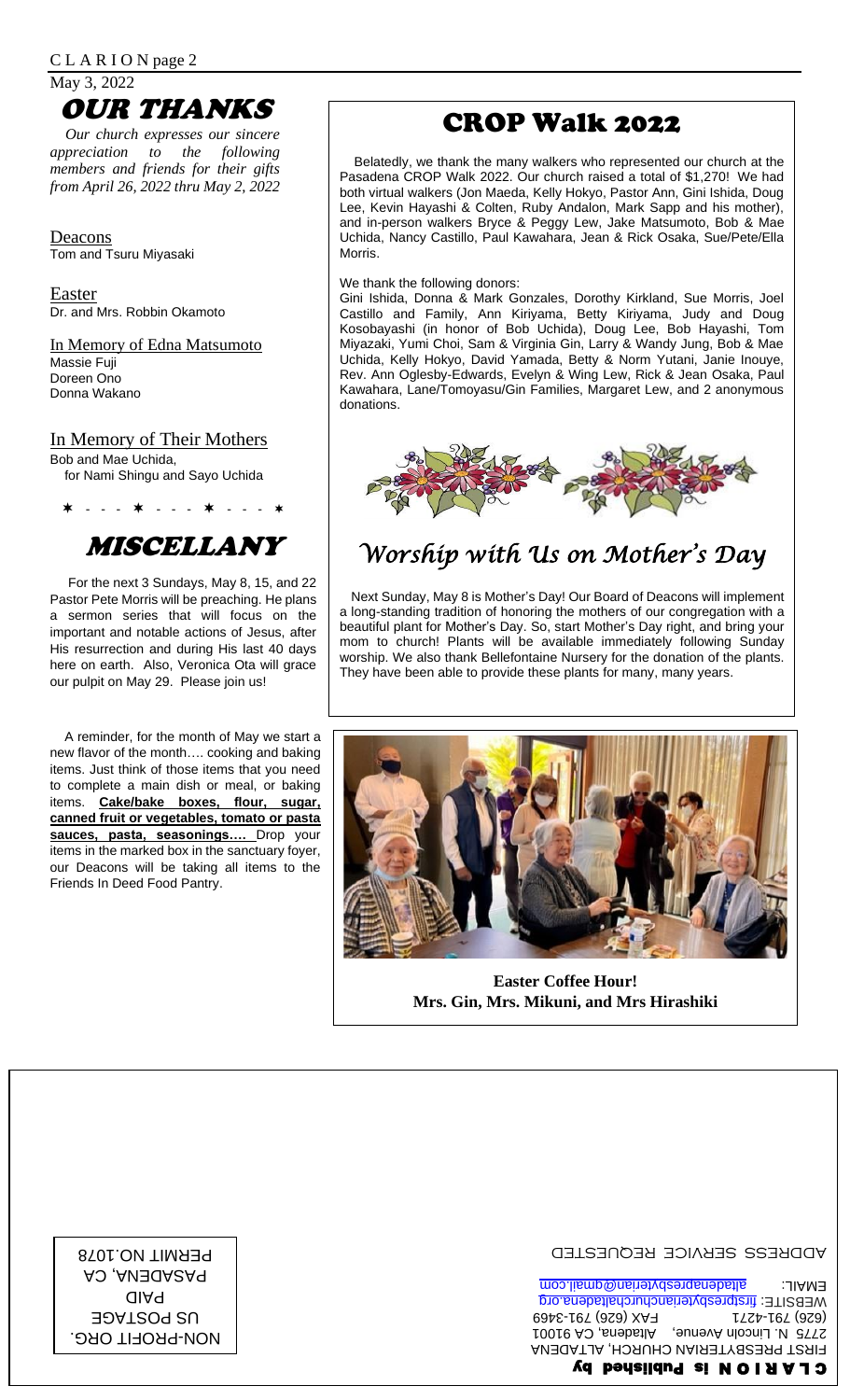May 3, 2022

# OUR THANKS

*Our church expresses our sincere appreciation to the following members and friends for their gifts from April 26, 2022 thru May 2, 2022*

Deacons
Tom and Tsuru Miyasaki

Easter
Dr. and Mrs. Robbin Okamoto

In Memory of Edna Matsumoto
Massie Fuji
Doreen Ono
Donna Wakano

In Memory of Their Mothers
Bob and Mae Uchida,
for Nami Shingu and Sayo Uchida

# MISCELLANY

For the next 3 Sundays, May 8, 15, and 22 Pastor Pete Morris will be preaching. He plans a sermon series that will focus on the important and notable actions of Jesus, after His resurrection and during His last 40 days here on earth. Also, Veronica Ota will grace our pulpit on May 29. Please join us!

A reminder, for the month of May we start a new flavor of the month…. cooking and baking items. Just think of those items that you need to complete a main dish or meal, or baking items. **Cake/bake boxes, flour, sugar, canned fruit or vegetables, tomato or pasta sauces, pasta, seasonings….** Drop your items in the marked box in the sanctuary foyer, our Deacons will be taking all items to the Friends In Deed Food Pantry.

# CROP Walk 2022

Belatedly, we thank the many walkers who represented our church at the Pasadena CROP Walk 2022. Our church raised a total of $1,270! We had both virtual walkers (Jon Maeda, Kelly Hokyo, Pastor Ann, Gini Ishida, Doug Lee, Kevin Hayashi & Colten, Ruby Andalon, Mark Sapp and his mother), and in-person walkers Bryce & Peggy Lew, Jake Matsumoto, Bob & Mae Uchida, Nancy Castillo, Paul Kawahara, Jean & Rick Osaka, Sue/Pete/Ella Morris.

We thank the following donors:
Gini Ishida, Donna & Mark Gonzales, Dorothy Kirkland, Sue Morris, Joel Castillo and Family, Ann Kiriyama, Betty Kiriyama, Judy and Doug Kosobayashi (in honor of Bob Uchida), Doug Lee, Bob Hayashi, Tom Miyazaki, Yumi Choi, Sam & Virginia Gin, Larry & Wandy Jung, Bob & Mae Uchida, Kelly Hokyo, David Yamada, Betty & Norm Yutani, Janie Inouye, Rev. Ann Oglesby-Edwards, Evelyn & Wing Lew, Rick & Jean Osaka, Paul Kawahara, Lane/Tomoyasu/Gin Families, Margaret Lew, and 2 anonymous donations.

# *Worship with Us on Mother's Day*

Next Sunday, May 8 is Mother's Day! Our Board of Deacons will implement a long-standing tradition of honoring the mothers of our congregation with a beautiful plant for Mother's Day. So, start Mother's Day right, and bring your mom to church! Plants will be available immediately following Sunday worship. We also thank Bellefontaine Nursery for the donation of the plants. They have been able to provide these plants for many, many years.

**Easter Coffee Hour!**
**Mrs. Gin, Mrs. Mikuni, and Mrs Hirashiki**

**CLARION is Published by**
FIRST PRESBYTERIAN CHURCH, ALTADENA
2775 N. Lincoln Avenue, Altadena, CA 91001
(626) 791-4271 FAX (626) 791-3469
WEBSITE: firstpresbyterianchurchaltadena.org
EMAIL: altadenapresbyterian@gmail.com

ADDRESS SERVICE REQUESTED

NON-PROFIT ORG.
US POSTAGE
PAID
PASADENA, CA
PERMIT NO.1078